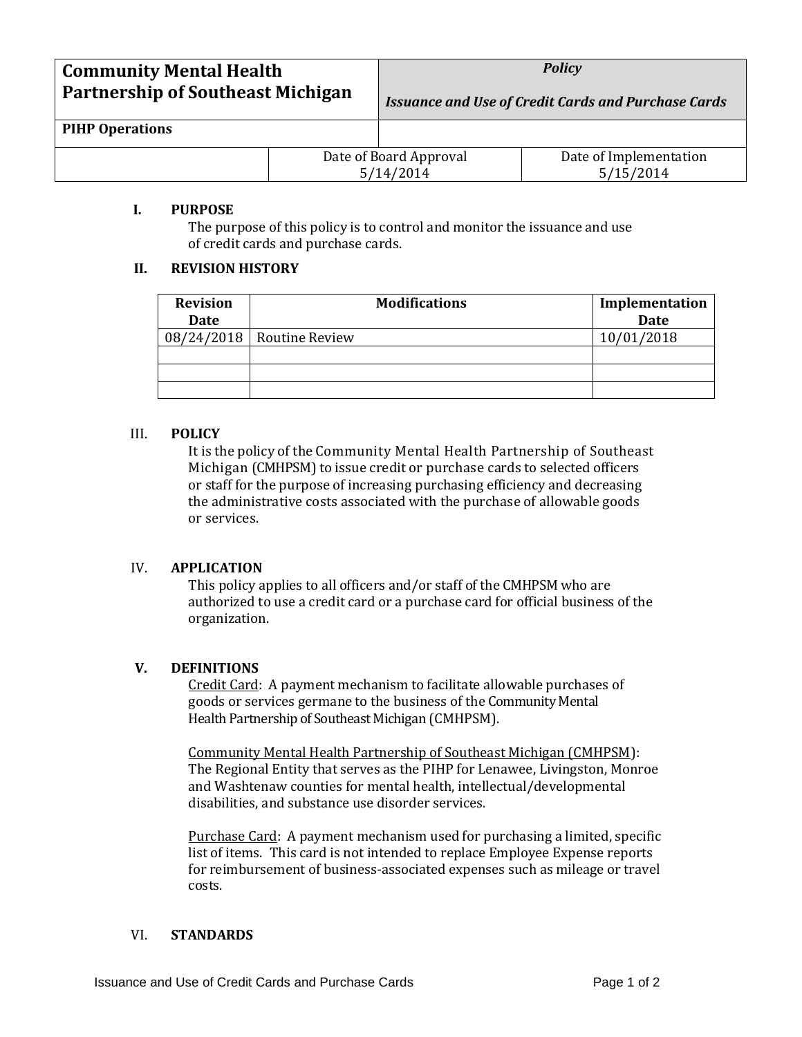| Community Mental Health Partnership of Southeast Michigan | *Policy*<br><br>*Issuance and Use of Credit Cards and Purchase Cards* | |
|---|---|---|
| **PIHP Operations** | | |
| | Date of Board Approval<br>5/14/2014 | Date of Implementation<br>5/15/2014 |

## I. PURPOSE

The purpose of this policy is to control and monitor the issuance and use of credit cards and purchase cards.

## II. REVISION HISTORY

| Revision Date | Modifications | Implementation Date |
|---|---|---|
| 08/24/2018 | Routine Review | 10/01/2018 |
| | | |
| | | |
| | | |

## III. POLICY

It is the policy of the Community Mental Health Partnership of Southeast Michigan (CMHPSM) to issue credit or purchase cards to selected officers or staff for the purpose of increasing purchasing efficiency and decreasing the administrative costs associated with the purchase of allowable goods or services.

## IV. APPLICATION

This policy applies to all officers and/or staff of the CMHPSM who are authorized to use a credit card or a purchase card for official business of the organization.

## V. DEFINITIONS

Credit Card: A payment mechanism to facilitate allowable purchases of goods or services germane to the business of the Community Mental Health Partnership of Southeast Michigan (CMHPSM).

Community Mental Health Partnership of Southeast Michigan (CMHPSM): The Regional Entity that serves as the PIHP for Lenawee, Livingston, Monroe and Washtenaw counties for mental health, intellectual/developmental disabilities, and substance use disorder services.

Purchase Card: A payment mechanism used for purchasing a limited, specific list of items. This card is not intended to replace Employee Expense reports for reimbursement of business-associated expenses such as mileage or travel costs.

## VI. STANDARDS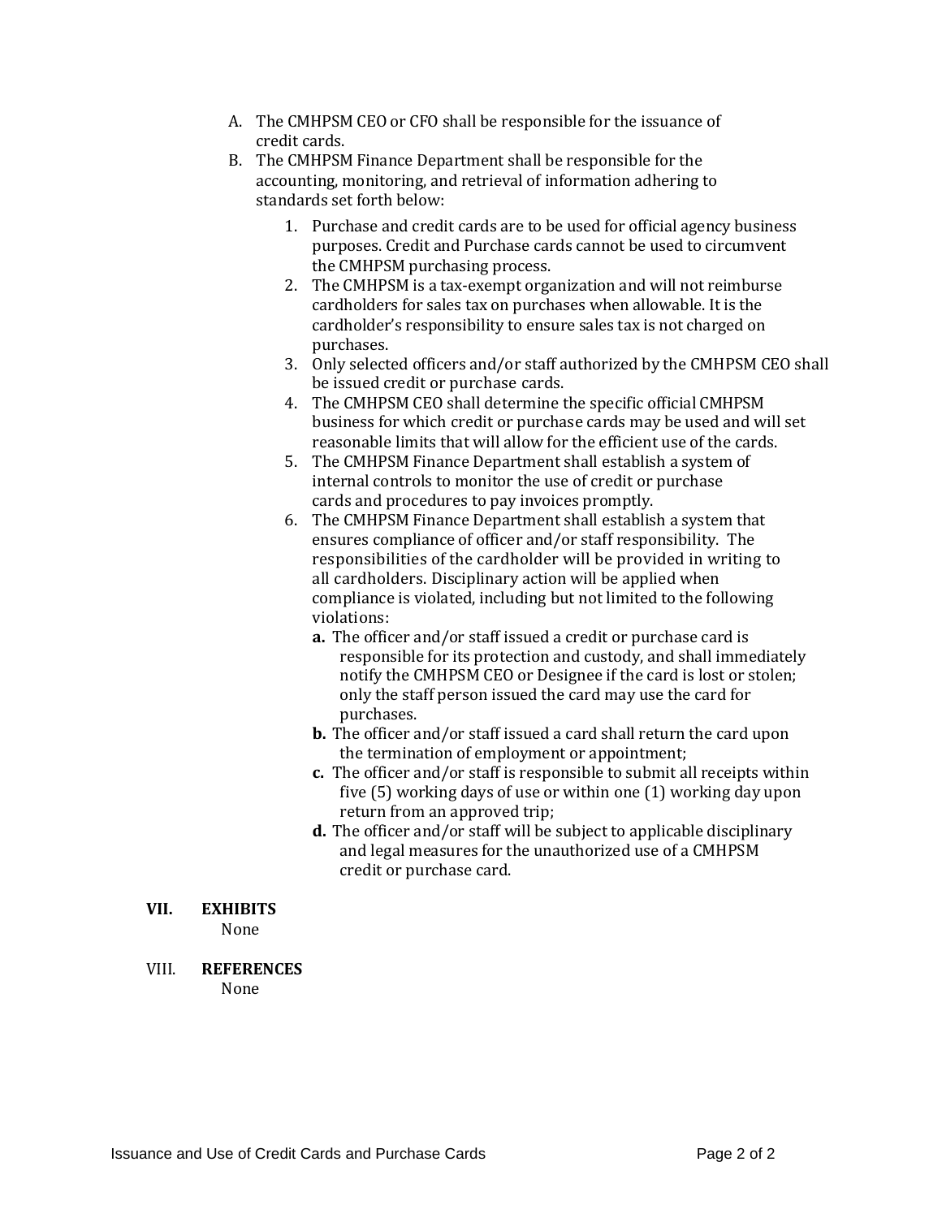A. The CMHPSM CEO or CFO shall be responsible for the issuance of credit cards.
B. The CMHPSM Finance Department shall be responsible for the accounting, monitoring, and retrieval of information adhering to standards set forth below:

    1. Purchase and credit cards are to be used for official agency business purposes. Credit and Purchase cards cannot be used to circumvent the CMHPSM purchasing process.
    2. The CMHPSM is a tax-exempt organization and will not reimburse cardholders for sales tax on purchases when allowable. It is the cardholder's responsibility to ensure sales tax is not charged on purchases.
    3. Only selected officers and/or staff authorized by the CMHPSM CEO shall be issued credit or purchase cards.
    4. The CMHPSM CEO shall determine the specific official CMHPSM business for which credit or purchase cards may be used and will set reasonable limits that will allow for the efficient use of the cards.
    5. The CMHPSM Finance Department shall establish a system of internal controls to monitor the use of credit or purchase cards and procedures to pay invoices promptly.
    6. The CMHPSM Finance Department shall establish a system that ensures compliance of officer and/or staff responsibility. The responsibilities of the cardholder will be provided in writing to all cardholders. Disciplinary action will be applied when compliance is violated, including but not limited to the following violations:
        **a.** The officer and/or staff issued a credit or purchase card is responsible for its protection and custody, and shall immediately notify the CMHPSM CEO or Designee if the card is lost or stolen; only the staff person issued the card may use the card for purchases.
        **b.** The officer and/or staff issued a card shall return the card upon the termination of employment or appointment;
        **c.** The officer and/or staff is responsible to submit all receipts within five (5) working days of use or within one (1) working day upon return from an approved trip;
        **d.** The officer and/or staff will be subject to applicable disciplinary and legal measures for the unauthorized use of a CMHPSM credit or purchase card.

## VII. EXHIBITS

None

## VIII. REFERENCES

None